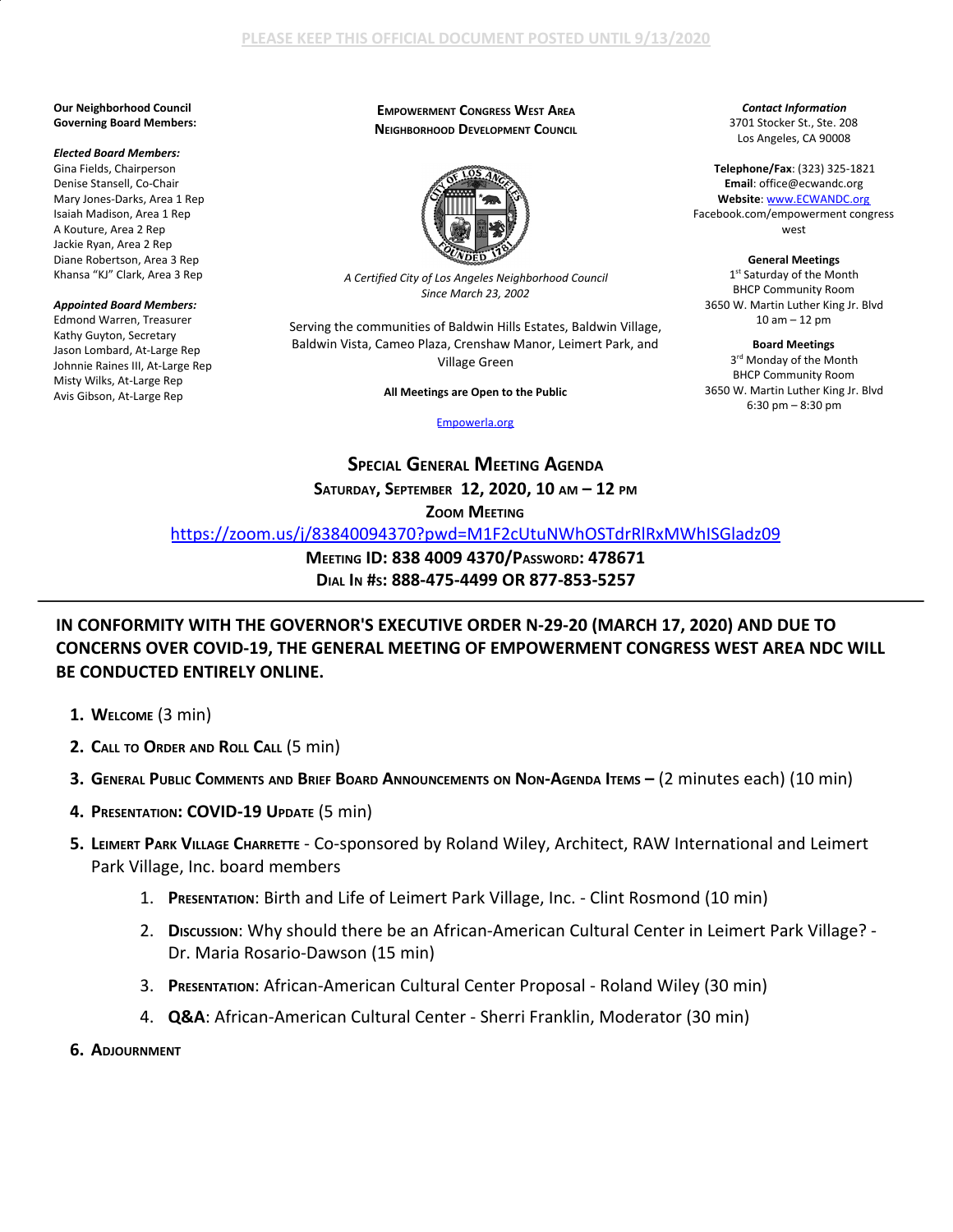PLEASE KEEP THIS OFFICIAL DOCUMENT POSTED UNTIL 9/13/2020

**Our Neighborhood Council Governing Board Members:**

***Elected Board Members:***
Gina Fields, Chairperson
Denise Stansell, Co-Chair
Mary Jones-Darks, Area 1 Rep
Isaiah Madison, Area 1 Rep
A Kouture, Area 2 Rep
Jackie Ryan, Area 2 Rep
Diane Robertson, Area 3 Rep
Khansa "KJ" Clark, Area 3 Rep

***Appointed Board Members:***
Edmond Warren, Treasurer
Kathy Guyton, Secretary
Jason Lombard, At-Large Rep
Johnnie Raines III, At-Large Rep
Misty Wilks, At-Large Rep
Avis Gibson, At-Large Rep

**EMPOWERMENT CONGRESS WEST AREA NEIGHBORHOOD DEVELOPMENT COUNCIL**

*A Certified City of Los Angeles Neighborhood Council Since March 23, 2002*

Serving the communities of Baldwin Hills Estates, Baldwin Village, Baldwin Vista, Cameo Plaza, Crenshaw Manor, Leimert Park, and Village Green

**All Meetings are Open to the Public**

Empowerla.org

***Contact Information***
3701 Stocker St., Ste. 208
Los Angeles, CA 90008

**Telephone/Fax**: (323) 325-1821
**Email**: office@ecwandc.org
**Website**: www.ECWANDC.org
Facebook.com/empowerment congress west

**General Meetings**
1st Saturday of the Month
BHCP Community Room
3650 W. Martin Luther King Jr. Blvd
10 am – 12 pm

**Board Meetings**
3rd Monday of the Month
BHCP Community Room
3650 W. Martin Luther King Jr. Blvd
6:30 pm – 8:30 pm

## SPECIAL GENERAL MEETING AGENDA

**SATURDAY, SEPTEMBER 12, 2020, 10 AM – 12 PM**

**ZOOM MEETING**

https://zoom.us/j/83840094370?pwd=M1F2cUtuNWhOSTdrRlRxMWhISGladz09

**MEETING ID: 838 4009 4370/PASSWORD: 478671**

**DIAL IN #S: 888-475-4499 OR 877-853-5257**

---

**IN CONFORMITY WITH THE GOVERNOR'S EXECUTIVE ORDER N-29-20 (MARCH 17, 2020) AND DUE TO CONCERNS OVER COVID-19, THE GENERAL MEETING OF EMPOWERMENT CONGRESS WEST AREA NDC WILL BE CONDUCTED ENTIRELY ONLINE.**

1. **WELCOME** (3 min)
2. **CALL TO ORDER AND ROLL CALL** (5 min)
3. **GENERAL PUBLIC COMMENTS AND BRIEF BOARD ANNOUNCEMENTS ON NON-AGENDA ITEMS –** (2 minutes each) (10 min)
4. **PRESENTATION: COVID-19 UPDATE** (5 min)
5. **LEIMERT PARK VILLAGE CHARRETTE** - Co-sponsored by Roland Wiley, Architect, RAW International and Leimert Park Village, Inc. board members
    1. **PRESENTATION**: Birth and Life of Leimert Park Village, Inc. - Clint Rosmond (10 min)
    2. **DISCUSSION**: Why should there be an African-American Cultural Center in Leimert Park Village? - Dr. Maria Rosario-Dawson (15 min)
    3. **PRESENTATION**: African-American Cultural Center Proposal - Roland Wiley (30 min)
    4. **Q&A**: African-American Cultural Center - Sherri Franklin, Moderator (30 min)
6. **ADJOURNMENT**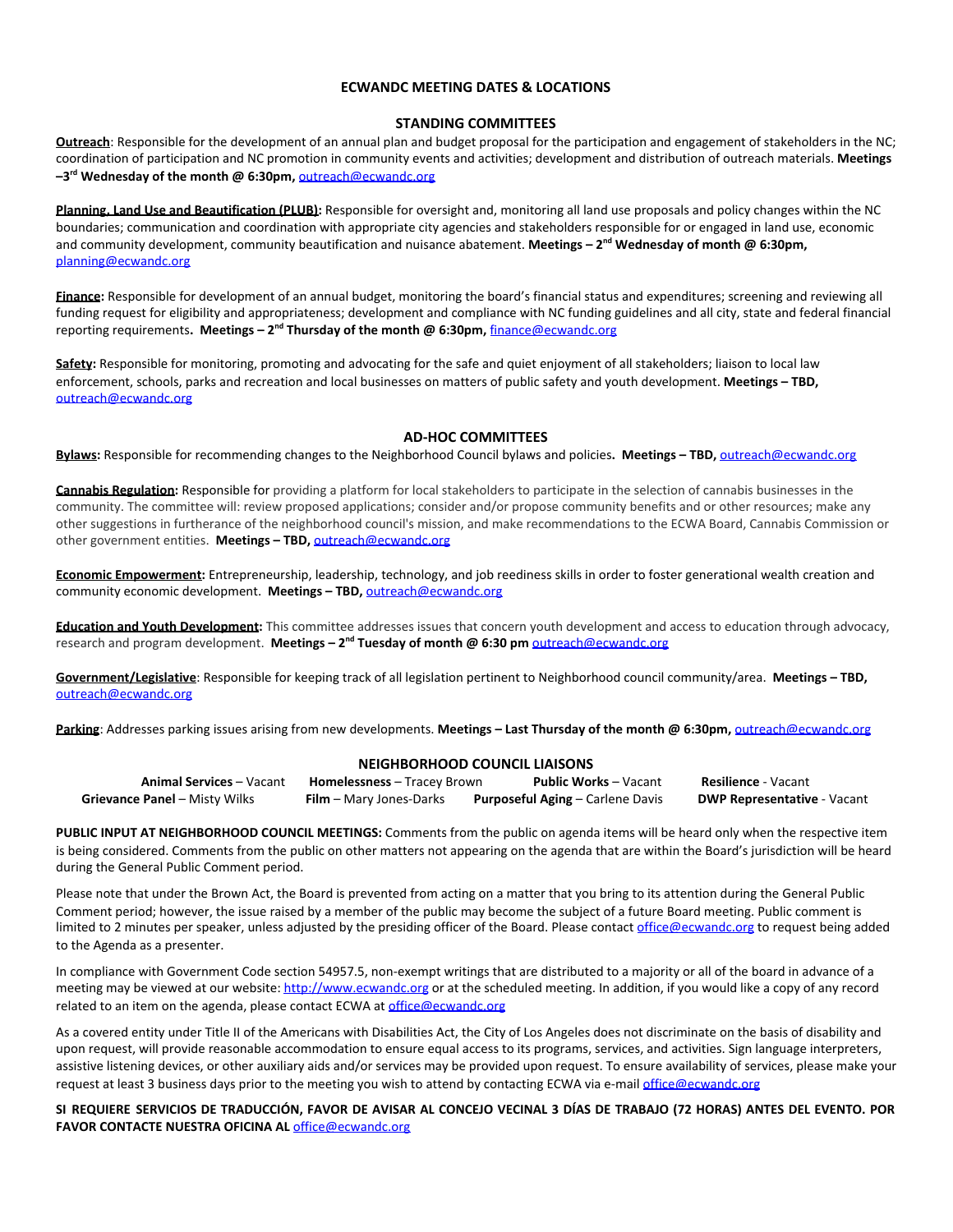## ECWANDC MEETING DATES & LOCATIONS

### STANDING COMMITTEES

**Outreach**: Responsible for the development of an annual plan and budget proposal for the participation and engagement of stakeholders in the NC; coordination of participation and NC promotion in community events and activities; development and distribution of outreach materials. **Meetings –3rd Wednesday of the month @ 6:30pm,** outreach@ecwandc.org

**Planning, Land Use and Beautification (PLUB):** Responsible for oversight and, monitoring all land use proposals and policy changes within the NC boundaries; communication and coordination with appropriate city agencies and stakeholders responsible for or engaged in land use, economic and community development, community beautification and nuisance abatement. **Meetings – 2nd Wednesday of month @ 6:30pm,** planning@ecwandc.org

**Finance:** Responsible for development of an annual budget, monitoring the board's financial status and expenditures; screening and reviewing all funding request for eligibility and appropriateness; development and compliance with NC funding guidelines and all city, state and federal financial reporting requirements**. Meetings – 2nd Thursday of the month @ 6:30pm,** finance@ecwandc.org

**Safety:** Responsible for monitoring, promoting and advocating for the safe and quiet enjoyment of all stakeholders; liaison to local law enforcement, schools, parks and recreation and local businesses on matters of public safety and youth development. **Meetings – TBD,** outreach@ecwandc.org

### AD-HOC COMMITTEES

**Bylaws:** Responsible for recommending changes to the Neighborhood Council bylaws and policies**. Meetings – TBD,** outreach@ecwandc.org

**Cannabis Regulation:** Responsible for providing a platform for local stakeholders to participate in the selection of cannabis businesses in the community. The committee will: review proposed applications; consider and/or propose community benefits and or other resources; make any other suggestions in furtherance of the neighborhood council's mission, and make recommendations to the ECWA Board, Cannabis Commission or other government entities. **Meetings – TBD,** outreach@ecwandc.org

**Economic Empowerment:** Entrepreneurship, leadership, technology, and job reediness skills in order to foster generational wealth creation and community economic development. **Meetings – TBD,** outreach@ecwandc.org

**Education and Youth Development:** This committee addresses issues that concern youth development and access to education through advocacy, research and program development. **Meetings – 2nd Tuesday of month @ 6:30 pm** outreach@ecwandc.org

**Government/Legislative**: Responsible for keeping track of all legislation pertinent to Neighborhood council community/area. **Meetings – TBD,** outreach@ecwandc.org

**Parking**: Addresses parking issues arising from new developments. **Meetings – Last Thursday of the month @ 6:30pm,** outreach@ecwandc.org

### NEIGHBORHOOD COUNCIL LIAISONS

| | | | |
|---|---|---|---|
| **Animal Services** – Vacant | **Homelessness** – Tracey Brown | **Public Works** – Vacant | **Resilience** - Vacant |
| **Grievance Panel** – Misty Wilks | **Film** – Mary Jones-Darks | **Purposeful Aging** – Carlene Davis | **DWP Representative** - Vacant |

**PUBLIC INPUT AT NEIGHBORHOOD COUNCIL MEETINGS:** Comments from the public on agenda items will be heard only when the respective item is being considered. Comments from the public on other matters not appearing on the agenda that are within the Board's jurisdiction will be heard during the General Public Comment period.

Please note that under the Brown Act, the Board is prevented from acting on a matter that you bring to its attention during the General Public Comment period; however, the issue raised by a member of the public may become the subject of a future Board meeting. Public comment is limited to 2 minutes per speaker, unless adjusted by the presiding officer of the Board. Please contact office@ecwandc.org to request being added to the Agenda as a presenter.

In compliance with Government Code section 54957.5, non-exempt writings that are distributed to a majority or all of the board in advance of a meeting may be viewed at our website: http://www.ecwandc.org or at the scheduled meeting. In addition, if you would like a copy of any record related to an item on the agenda, please contact ECWA at office@ecwandc.org

As a covered entity under Title II of the Americans with Disabilities Act, the City of Los Angeles does not discriminate on the basis of disability and upon request, will provide reasonable accommodation to ensure equal access to its programs, services, and activities. Sign language interpreters, assistive listening devices, or other auxiliary aids and/or services may be provided upon request. To ensure availability of services, please make your request at least 3 business days prior to the meeting you wish to attend by contacting ECWA via e-mail office@ecwandc.org

**SI REQUIERE SERVICIOS DE TRADUCCIÓN, FAVOR DE AVISAR AL CONCEJO VECINAL 3 DÍAS DE TRABAJO (72 HORAS) ANTES DEL EVENTO. POR FAVOR CONTACTE NUESTRA OFICINA AL** office@ecwandc.org